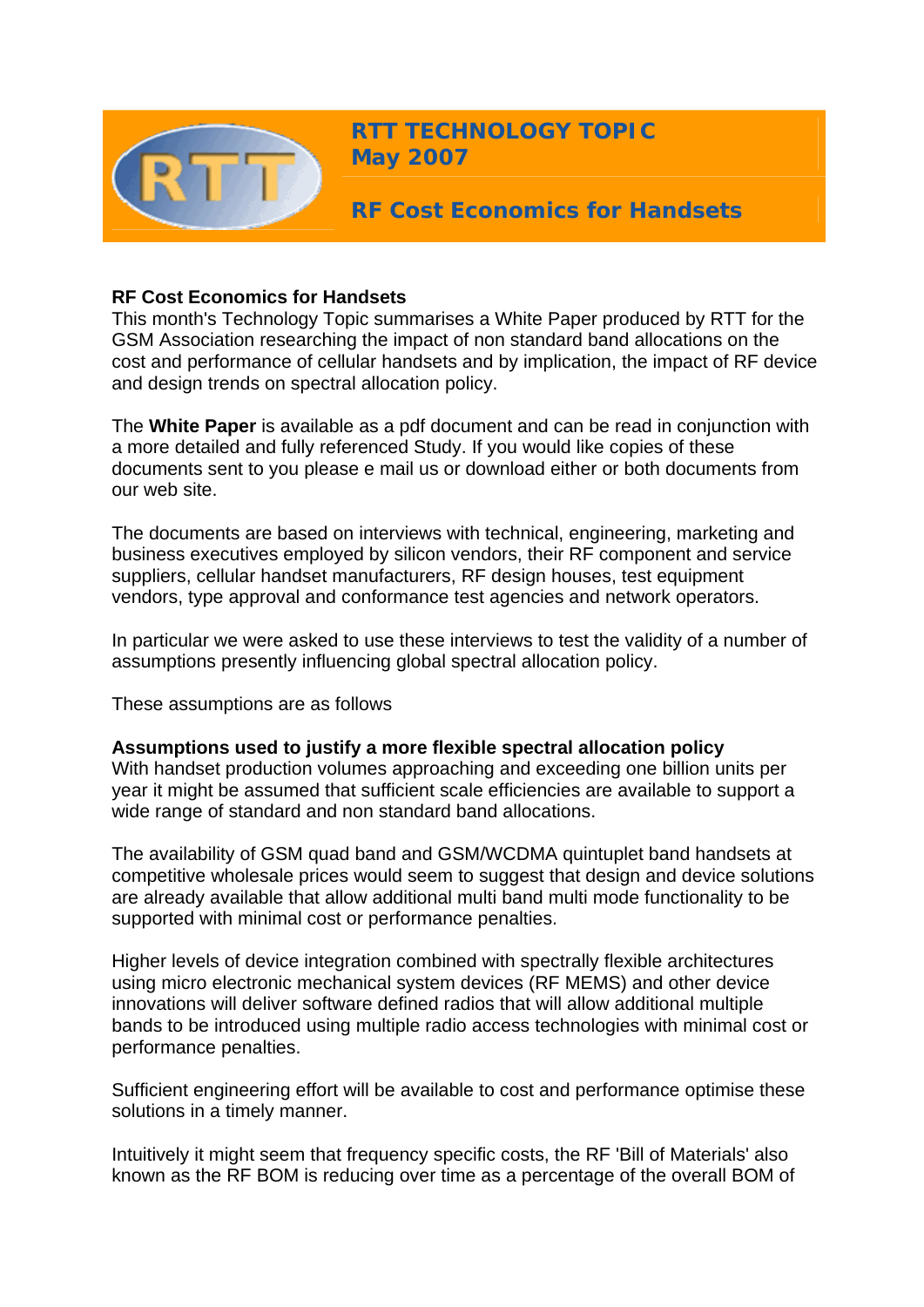# RTT TECHNOLOGY TOPIC
## May 2007

## RF Cost Economics for Handsets

**RF Cost Economics for Handsets**

This month's Technology Topic summarises a White Paper produced by RTT for the GSM Association researching the impact of non standard band allocations on the cost and performance of cellular handsets and by implication, the impact of RF device and design trends on spectral allocation policy.

The **White Paper** is available as a pdf document and can be read in conjunction with a more detailed and fully referenced Study. If you would like copies of these documents sent to you please e mail us or download either or both documents from our web site.

The documents are based on interviews with technical, engineering, marketing and business executives employed by silicon vendors, their RF component and service suppliers, cellular handset manufacturers, RF design houses, test equipment vendors, type approval and conformance test agencies and network operators.

In particular we were asked to use these interviews to test the validity of a number of assumptions presently influencing global spectral allocation policy.

These assumptions are as follows

**Assumptions used to justify a more flexible spectral allocation policy**

With handset production volumes approaching and exceeding one billion units per year it might be assumed that sufficient scale efficiencies are available to support a wide range of standard and non standard band allocations.

The availability of GSM quad band and GSM/WCDMA quintuplet band handsets at competitive wholesale prices would seem to suggest that design and device solutions are already available that allow additional multi band multi mode functionality to be supported with minimal cost or performance penalties.

Higher levels of device integration combined with spectrally flexible architectures using micro electronic mechanical system devices (RF MEMS) and other device innovations will deliver software defined radios that will allow additional multiple bands to be introduced using multiple radio access technologies with minimal cost or performance penalties.

Sufficient engineering effort will be available to cost and performance optimise these solutions in a timely manner.

Intuitively it might seem that frequency specific costs, the RF 'Bill of Materials' also known as the RF BOM is reducing over time as a percentage of the overall BOM of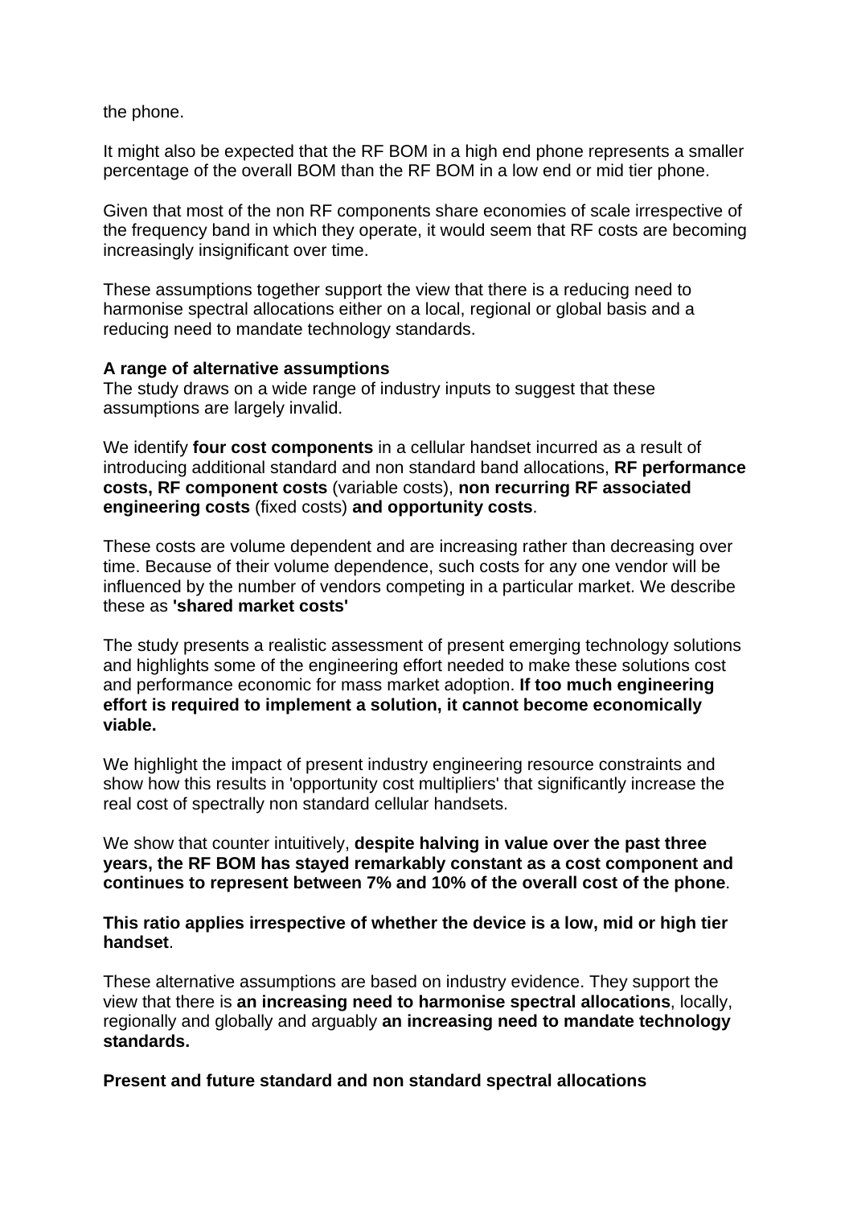the phone.

It might also be expected that the RF BOM in a high end phone represents a smaller percentage of the overall BOM than the RF BOM in a low end or mid tier phone.

Given that most of the non RF components share economies of scale irrespective of the frequency band in which they operate, it would seem that RF costs are becoming increasingly insignificant over time.

These assumptions together support the view that there is a reducing need to harmonise spectral allocations either on a local, regional or global basis and a reducing need to mandate technology standards.

**A range of alternative assumptions**
The study draws on a wide range of industry inputs to suggest that these assumptions are largely invalid.

We identify **four cost components** in a cellular handset incurred as a result of introducing additional standard and non standard band allocations, **RF performance costs, RF component costs** (variable costs), **non recurring RF associated engineering costs** (fixed costs) **and opportunity costs**.

These costs are volume dependent and are increasing rather than decreasing over time. Because of their volume dependence, such costs for any one vendor will be influenced by the number of vendors competing in a particular market. We describe these as **'shared market costs'**

The study presents a realistic assessment of present emerging technology solutions and highlights some of the engineering effort needed to make these solutions cost and performance economic for mass market adoption. **If too much engineering effort is required to implement a solution, it cannot become economically viable.**

We highlight the impact of present industry engineering resource constraints and show how this results in 'opportunity cost multipliers' that significantly increase the real cost of spectrally non standard cellular handsets.

We show that counter intuitively, **despite halving in value over the past three years, the RF BOM has stayed remarkably constant as a cost component and continues to represent between 7% and 10% of the overall cost of the phone**.

**This ratio applies irrespective of whether the device is a low, mid or high tier handset**.

These alternative assumptions are based on industry evidence. They support the view that there is **an increasing need to harmonise spectral allocations**, locally, regionally and globally and arguably **an increasing need to mandate technology standards.**

**Present and future standard and non standard spectral allocations**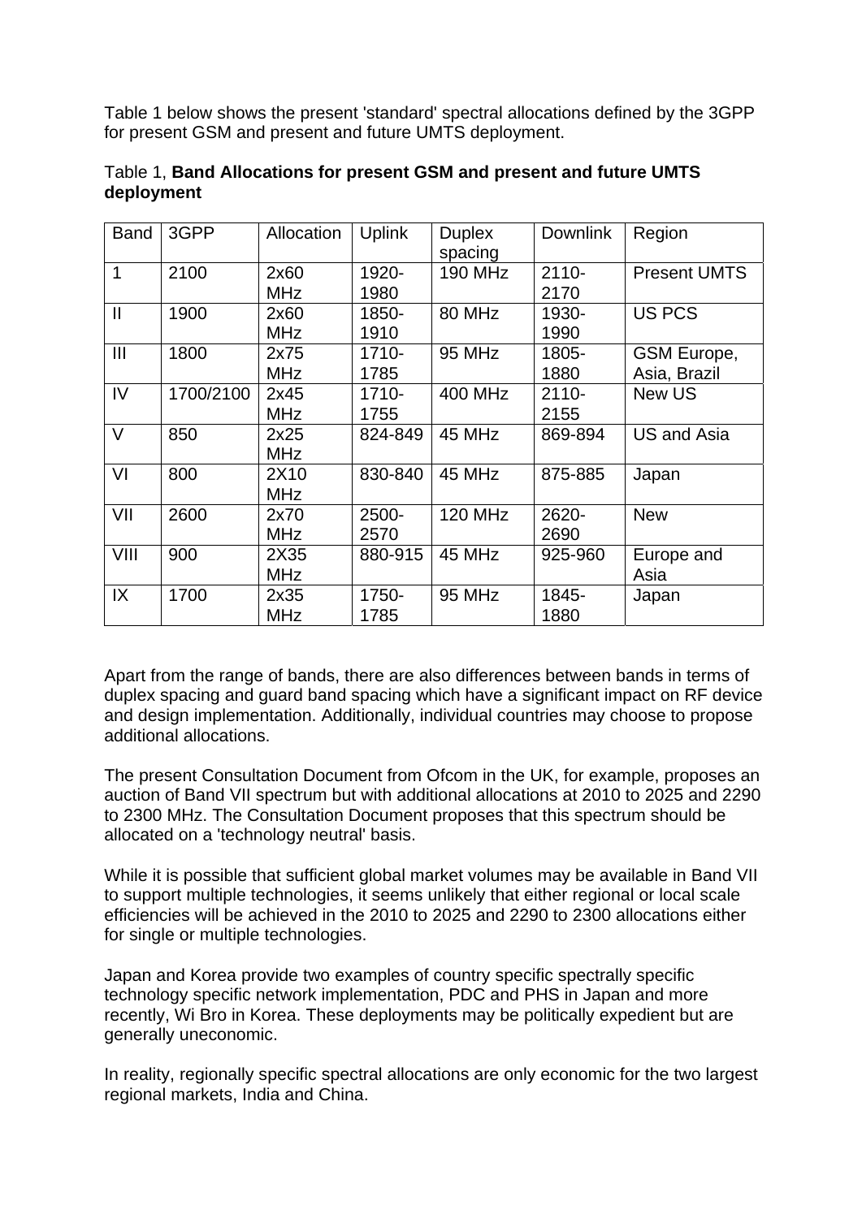Table 1 below shows the present 'standard' spectral allocations defined by the 3GPP for present GSM and present and future UMTS deployment.

Table 1, **Band Allocations for present GSM and present and future UMTS deployment**

| Band | 3GPP | Allocation | Uplink | Duplex spacing | Downlink | Region |
|---|---|---|---|---|---|---|
| 1 | 2100 | 2x60 MHz | 1920-1980 | 190 MHz | 2110-2170 | Present UMTS |
| II | 1900 | 2x60 MHz | 1850-1910 | 80 MHz | 1930-1990 | US PCS |
| III | 1800 | 2x75 MHz | 1710-1785 | 95 MHz | 1805-1880 | GSM Europe, Asia, Brazil |
| IV | 1700/2100 | 2x45 MHz | 1710-1755 | 400 MHz | 2110-2155 | New US |
| V | 850 | 2x25 MHz | 824-849 | 45 MHz | 869-894 | US and Asia |
| VI | 800 | 2X10 MHz | 830-840 | 45 MHz | 875-885 | Japan |
| VII | 2600 | 2x70 MHz | 2500-2570 | 120 MHz | 2620-2690 | New |
| VIII | 900 | 2X35 MHz | 880-915 | 45 MHz | 925-960 | Europe and Asia |
| IX | 1700 | 2x35 MHz | 1750-1785 | 95 MHz | 1845-1880 | Japan |

Apart from the range of bands, there are also differences between bands in terms of duplex spacing and guard band spacing which have a significant impact on RF device and design implementation. Additionally, individual countries may choose to propose additional allocations.

The present Consultation Document from Ofcom in the UK, for example, proposes an auction of Band VII spectrum but with additional allocations at 2010 to 2025 and 2290 to 2300 MHz. The Consultation Document proposes that this spectrum should be allocated on a 'technology neutral' basis.

While it is possible that sufficient global market volumes may be available in Band VII to support multiple technologies, it seems unlikely that either regional or local scale efficiencies will be achieved in the 2010 to 2025 and 2290 to 2300 allocations either for single or multiple technologies.

Japan and Korea provide two examples of country specific spectrally specific technology specific network implementation, PDC and PHS in Japan and more recently, Wi Bro in Korea. These deployments may be politically expedient but are generally uneconomic.

In reality, regionally specific spectral allocations are only economic for the two largest regional markets, India and China.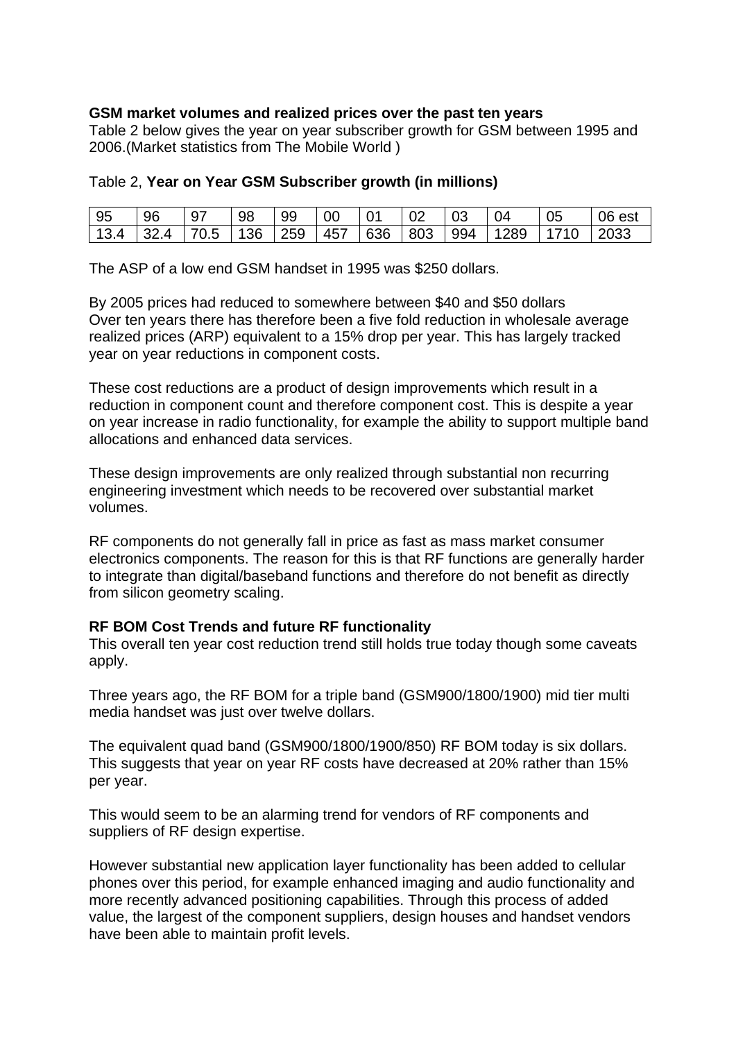**GSM market volumes and realized prices over the past ten years**

Table 2 below gives the year on year subscriber growth for GSM between 1995 and 2006.(Market statistics from The Mobile World )

Table 2, **Year on Year GSM Subscriber growth (in millions)**

| 95 | 96 | 97 | 98 | 99 | 00 | 01 | 02 | 03 | 04 | 05 | 06 est |
|---|---|---|---|---|---|---|---|---|---|---|---|
| 13.4 | 32.4 | 70.5 | 136 | 259 | 457 | 636 | 803 | 994 | 1289 | 1710 | 2033 |

The ASP of a low end GSM handset in 1995 was $250 dollars.

By 2005 prices had reduced to somewhere between $40 and $50 dollars
Over ten years there has therefore been a five fold reduction in wholesale average realized prices (ARP) equivalent to a 15% drop per year. This has largely tracked year on year reductions in component costs.

These cost reductions are a product of design improvements which result in a reduction in component count and therefore component cost. This is despite a year on year increase in radio functionality, for example the ability to support multiple band allocations and enhanced data services.

These design improvements are only realized through substantial non recurring engineering investment which needs to be recovered over substantial market volumes.

RF components do not generally fall in price as fast as mass market consumer electronics components. The reason for this is that RF functions are generally harder to integrate than digital/baseband functions and therefore do not benefit as directly from silicon geometry scaling.

**RF BOM Cost Trends and future RF functionality**

This overall ten year cost reduction trend still holds true today though some caveats apply.

Three years ago, the RF BOM for a triple band (GSM900/1800/1900) mid tier multi media handset was just over twelve dollars.

The equivalent quad band (GSM900/1800/1900/850) RF BOM today is six dollars. This suggests that year on year RF costs have decreased at 20% rather than 15% per year.

This would seem to be an alarming trend for vendors of RF components and suppliers of RF design expertise.

However substantial new application layer functionality has been added to cellular phones over this period, for example enhanced imaging and audio functionality and more recently advanced positioning capabilities. Through this process of added value, the largest of the component suppliers, design houses and handset vendors have been able to maintain profit levels.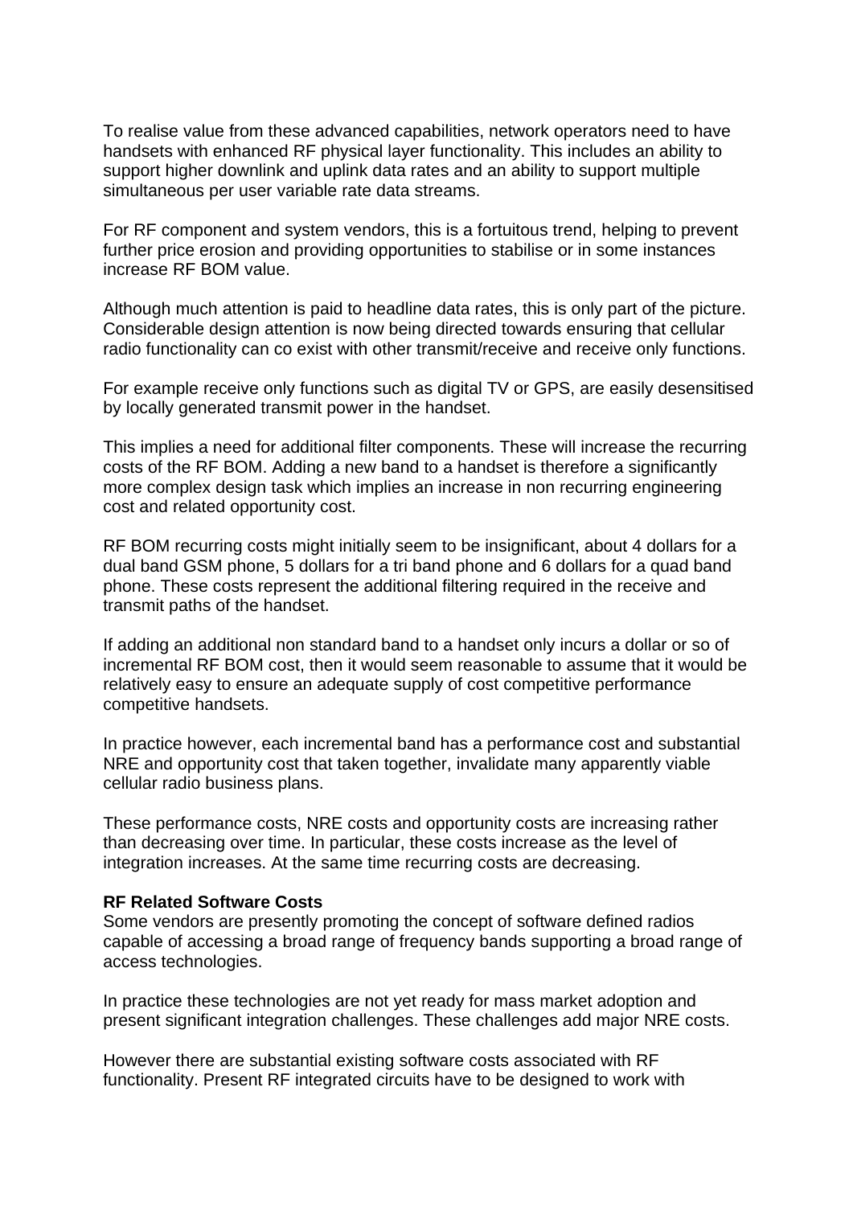To realise value from these advanced capabilities, network operators need to have handsets with enhanced RF physical layer functionality. This includes an ability to support higher downlink and uplink data rates and an ability to support multiple simultaneous per user variable rate data streams.

For RF component and system vendors, this is a fortuitous trend, helping to prevent further price erosion and providing opportunities to stabilise or in some instances increase RF BOM value.

Although much attention is paid to headline data rates, this is only part of the picture. Considerable design attention is now being directed towards ensuring that cellular radio functionality can co exist with other transmit/receive and receive only functions.

For example receive only functions such as digital TV or GPS, are easily desensitised by locally generated transmit power in the handset.

This implies a need for additional filter components. These will increase the recurring costs of the RF BOM. Adding a new band to a handset is therefore a significantly more complex design task which implies an increase in non recurring engineering cost and related opportunity cost.

RF BOM recurring costs might initially seem to be insignificant, about 4 dollars for a dual band GSM phone, 5 dollars for a tri band phone and 6 dollars for a quad band phone. These costs represent the additional filtering required in the receive and transmit paths of the handset.

If adding an additional non standard band to a handset only incurs a dollar or so of incremental RF BOM cost, then it would seem reasonable to assume that it would be relatively easy to ensure an adequate supply of cost competitive performance competitive handsets.

In practice however, each incremental band has a performance cost and substantial NRE and opportunity cost that taken together, invalidate many apparently viable cellular radio business plans.

These performance costs, NRE costs and opportunity costs are increasing rather than decreasing over time. In particular, these costs increase as the level of integration increases. At the same time recurring costs are decreasing.

**RF Related Software Costs**

Some vendors are presently promoting the concept of software defined radios capable of accessing a broad range of frequency bands supporting a broad range of access technologies.

In practice these technologies are not yet ready for mass market adoption and present significant integration challenges. These challenges add major NRE costs.

However there are substantial existing software costs associated with RF functionality. Present RF integrated circuits have to be designed to work with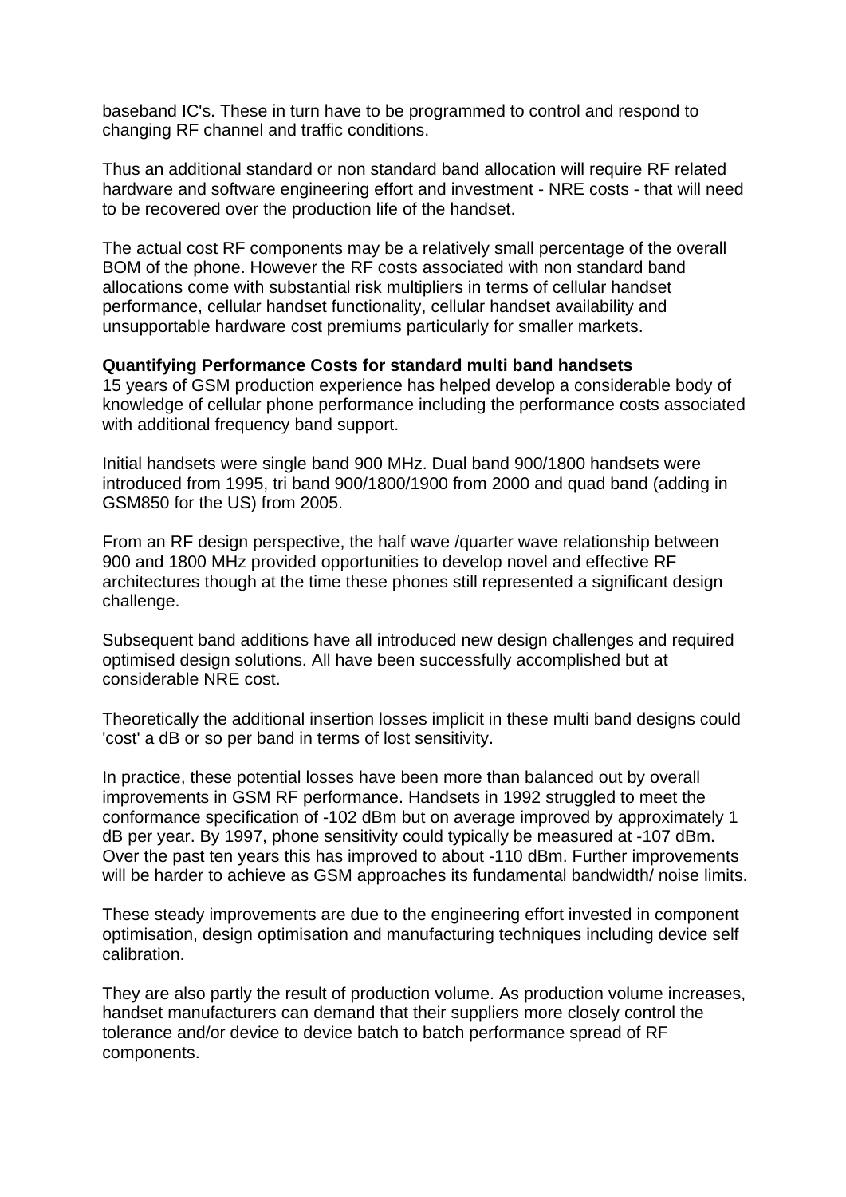baseband IC's. These in turn have to be programmed to control and respond to changing RF channel and traffic conditions.

Thus an additional standard or non standard band allocation will require RF related hardware and software engineering effort and investment - NRE costs - that will need to be recovered over the production life of the handset.

The actual cost RF components may be a relatively small percentage of the overall BOM of the phone. However the RF costs associated with non standard band allocations come with substantial risk multipliers in terms of cellular handset performance, cellular handset functionality, cellular handset availability and unsupportable hardware cost premiums particularly for smaller markets.

**Quantifying Performance Costs for standard multi band handsets**

15 years of GSM production experience has helped develop a considerable body of knowledge of cellular phone performance including the performance costs associated with additional frequency band support.

Initial handsets were single band 900 MHz. Dual band 900/1800 handsets were introduced from 1995, tri band 900/1800/1900 from 2000 and quad band (adding in GSM850 for the US) from 2005.

From an RF design perspective, the half wave /quarter wave relationship between 900 and 1800 MHz provided opportunities to develop novel and effective RF architectures though at the time these phones still represented a significant design challenge.

Subsequent band additions have all introduced new design challenges and required optimised design solutions. All have been successfully accomplished but at considerable NRE cost.

Theoretically the additional insertion losses implicit in these multi band designs could 'cost' a dB or so per band in terms of lost sensitivity.

In practice, these potential losses have been more than balanced out by overall improvements in GSM RF performance. Handsets in 1992 struggled to meet the conformance specification of -102 dBm but on average improved by approximately 1 dB per year. By 1997, phone sensitivity could typically be measured at -107 dBm. Over the past ten years this has improved to about -110 dBm. Further improvements will be harder to achieve as GSM approaches its fundamental bandwidth/ noise limits.

These steady improvements are due to the engineering effort invested in component optimisation, design optimisation and manufacturing techniques including device self calibration.

They are also partly the result of production volume. As production volume increases, handset manufacturers can demand that their suppliers more closely control the tolerance and/or device to device batch to batch performance spread of RF components.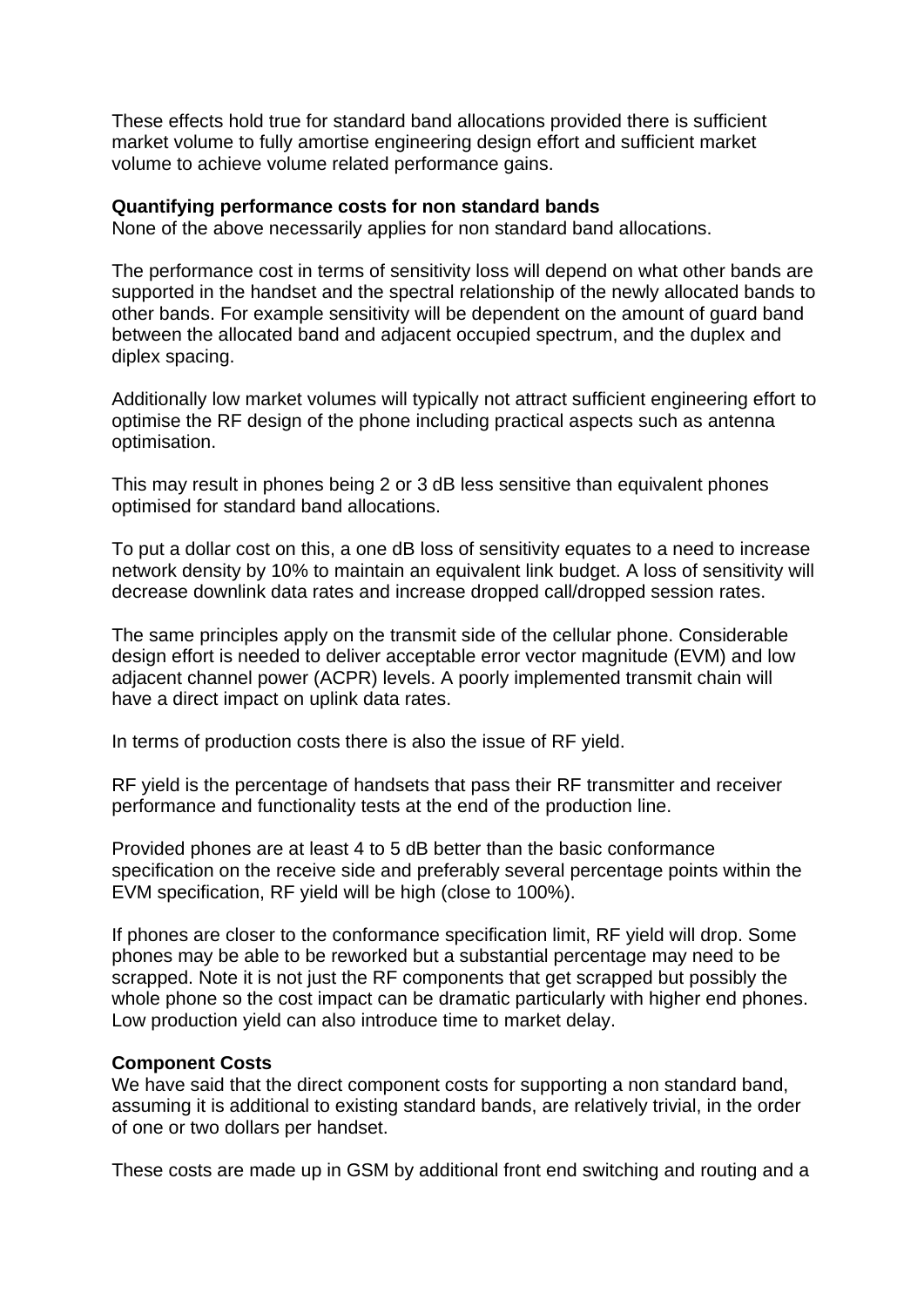These effects hold true for standard band allocations provided there is sufficient market volume to fully amortise engineering design effort and sufficient market volume to achieve volume related performance gains.

**Quantifying performance costs for non standard bands**

None of the above necessarily applies for non standard band allocations.

The performance cost in terms of sensitivity loss will depend on what other bands are supported in the handset and the spectral relationship of the newly allocated bands to other bands. For example sensitivity will be dependent on the amount of guard band between the allocated band and adjacent occupied spectrum, and the duplex and diplex spacing.

Additionally low market volumes will typically not attract sufficient engineering effort to optimise the RF design of the phone including practical aspects such as antenna optimisation.

This may result in phones being 2 or 3 dB less sensitive than equivalent phones optimised for standard band allocations.

To put a dollar cost on this, a one dB loss of sensitivity equates to a need to increase network density by 10% to maintain an equivalent link budget. A loss of sensitivity will decrease downlink data rates and increase dropped call/dropped session rates.

The same principles apply on the transmit side of the cellular phone. Considerable design effort is needed to deliver acceptable error vector magnitude (EVM) and low adjacent channel power (ACPR) levels. A poorly implemented transmit chain will have a direct impact on uplink data rates.

In terms of production costs there is also the issue of RF yield.

RF yield is the percentage of handsets that pass their RF transmitter and receiver performance and functionality tests at the end of the production line.

Provided phones are at least 4 to 5 dB better than the basic conformance specification on the receive side and preferably several percentage points within the EVM specification, RF yield will be high (close to 100%).

If phones are closer to the conformance specification limit, RF yield will drop. Some phones may be able to be reworked but a substantial percentage may need to be scrapped. Note it is not just the RF components that get scrapped but possibly the whole phone so the cost impact can be dramatic particularly with higher end phones. Low production yield can also introduce time to market delay.

**Component Costs**

We have said that the direct component costs for supporting a non standard band, assuming it is additional to existing standard bands, are relatively trivial, in the order of one or two dollars per handset.

These costs are made up in GSM by additional front end switching and routing and a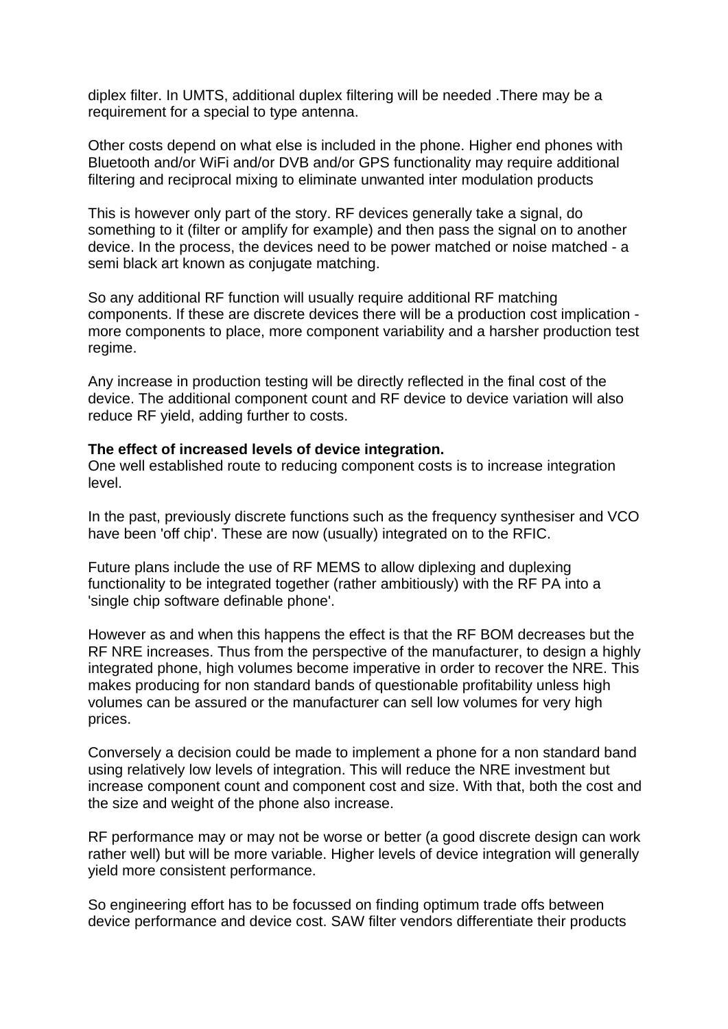diplex filter. In UMTS, additional duplex filtering will be needed .There may be a requirement for a special to type antenna.

Other costs depend on what else is included in the phone. Higher end phones with Bluetooth and/or WiFi and/or DVB and/or GPS functionality may require additional filtering and reciprocal mixing to eliminate unwanted inter modulation products

This is however only part of the story. RF devices generally take a signal, do something to it (filter or amplify for example) and then pass the signal on to another device. In the process, the devices need to be power matched or noise matched - a semi black art known as conjugate matching.

So any additional RF function will usually require additional RF matching components. If these are discrete devices there will be a production cost implication - more components to place, more component variability and a harsher production test regime.

Any increase in production testing will be directly reflected in the final cost of the device. The additional component count and RF device to device variation will also reduce RF yield, adding further to costs.

**The effect of increased levels of device integration.**
One well established route to reducing component costs is to increase integration level.

In the past, previously discrete functions such as the frequency synthesiser and VCO have been 'off chip'. These are now (usually) integrated on to the RFIC.

Future plans include the use of RF MEMS to allow diplexing and duplexing functionality to be integrated together (rather ambitiously) with the RF PA into a 'single chip software definable phone'.

However as and when this happens the effect is that the RF BOM decreases but the RF NRE increases. Thus from the perspective of the manufacturer, to design a highly integrated phone, high volumes become imperative in order to recover the NRE. This makes producing for non standard bands of questionable profitability unless high volumes can be assured or the manufacturer can sell low volumes for very high prices.

Conversely a decision could be made to implement a phone for a non standard band using relatively low levels of integration. This will reduce the NRE investment but increase component count and component cost and size. With that, both the cost and the size and weight of the phone also increase.

RF performance may or may not be worse or better (a good discrete design can work rather well) but will be more variable. Higher levels of device integration will generally yield more consistent performance.

So engineering effort has to be focussed on finding optimum trade offs between device performance and device cost. SAW filter vendors differentiate their products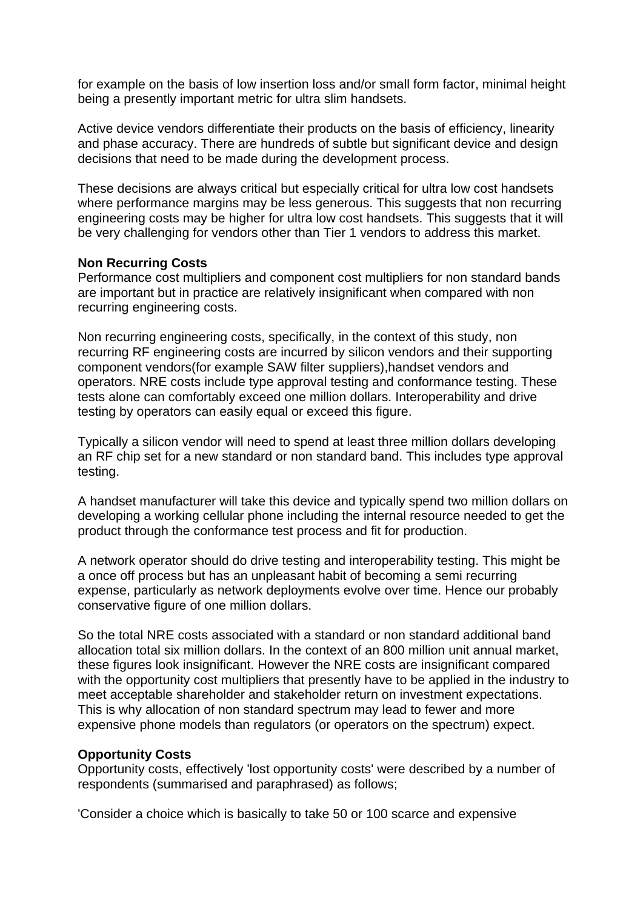for example on the basis of low insertion loss and/or small form factor, minimal height being a presently important metric for ultra slim handsets.

Active device vendors differentiate their products on the basis of efficiency, linearity and phase accuracy. There are hundreds of subtle but significant device and design decisions that need to be made during the development process.

These decisions are always critical but especially critical for ultra low cost handsets where performance margins may be less generous. This suggests that non recurring engineering costs may be higher for ultra low cost handsets. This suggests that it will be very challenging for vendors other than Tier 1 vendors to address this market.

**Non Recurring Costs**

Performance cost multipliers and component cost multipliers for non standard bands are important but in practice are relatively insignificant when compared with non recurring engineering costs.

Non recurring engineering costs, specifically, in the context of this study, non recurring RF engineering costs are incurred by silicon vendors and their supporting component vendors(for example SAW filter suppliers),handset vendors and operators. NRE costs include type approval testing and conformance testing. These tests alone can comfortably exceed one million dollars. Interoperability and drive testing by operators can easily equal or exceed this figure.

Typically a silicon vendor will need to spend at least three million dollars developing an RF chip set for a new standard or non standard band. This includes type approval testing.

A handset manufacturer will take this device and typically spend two million dollars on developing a working cellular phone including the internal resource needed to get the product through the conformance test process and fit for production.

A network operator should do drive testing and interoperability testing. This might be a once off process but has an unpleasant habit of becoming a semi recurring expense, particularly as network deployments evolve over time. Hence our probably conservative figure of one million dollars.

So the total NRE costs associated with a standard or non standard additional band allocation total six million dollars. In the context of an 800 million unit annual market, these figures look insignificant. However the NRE costs are insignificant compared with the opportunity cost multipliers that presently have to be applied in the industry to meet acceptable shareholder and stakeholder return on investment expectations. This is why allocation of non standard spectrum may lead to fewer and more expensive phone models than regulators (or operators on the spectrum) expect.

**Opportunity Costs**

Opportunity costs, effectively 'lost opportunity costs' were described by a number of respondents (summarised and paraphrased) as follows;

'Consider a choice which is basically to take 50 or 100 scarce and expensive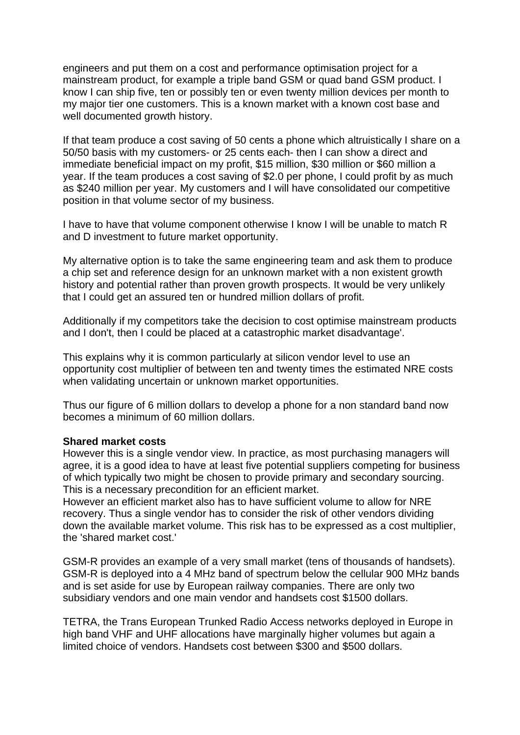engineers and put them on a cost and performance optimisation project for a mainstream product, for example a triple band GSM or quad band GSM product. I know I can ship five, ten or possibly ten or even twenty million devices per month to my major tier one customers. This is a known market with a known cost base and well documented growth history.

If that team produce a cost saving of 50 cents a phone which altruistically I share on a 50/50 basis with my customers- or 25 cents each- then I can show a direct and immediate beneficial impact on my profit, $15 million, $30 million or $60 million a year. If the team produces a cost saving of $2.0 per phone, I could profit by as much as $240 million per year. My customers and I will have consolidated our competitive position in that volume sector of my business.

I have to have that volume component otherwise I know I will be unable to match R and D investment to future market opportunity.

My alternative option is to take the same engineering team and ask them to produce a chip set and reference design for an unknown market with a non existent growth history and potential rather than proven growth prospects. It would be very unlikely that I could get an assured ten or hundred million dollars of profit.

Additionally if my competitors take the decision to cost optimise mainstream products and I don't, then I could be placed at a catastrophic market disadvantage'.

This explains why it is common particularly at silicon vendor level to use an opportunity cost multiplier of between ten and twenty times the estimated NRE costs when validating uncertain or unknown market opportunities.

Thus our figure of 6 million dollars to develop a phone for a non standard band now becomes a minimum of 60 million dollars.

**Shared market costs**

However this is a single vendor view. In practice, as most purchasing managers will agree, it is a good idea to have at least five potential suppliers competing for business of which typically two might be chosen to provide primary and secondary sourcing. This is a necessary precondition for an efficient market.

However an efficient market also has to have sufficient volume to allow for NRE recovery. Thus a single vendor has to consider the risk of other vendors dividing down the available market volume. This risk has to be expressed as a cost multiplier, the 'shared market cost.'

GSM-R provides an example of a very small market (tens of thousands of handsets). GSM-R is deployed into a 4 MHz band of spectrum below the cellular 900 MHz bands and is set aside for use by European railway companies. There are only two subsidiary vendors and one main vendor and handsets cost $1500 dollars.

TETRA, the Trans European Trunked Radio Access networks deployed in Europe in high band VHF and UHF allocations have marginally higher volumes but again a limited choice of vendors. Handsets cost between $300 and $500 dollars.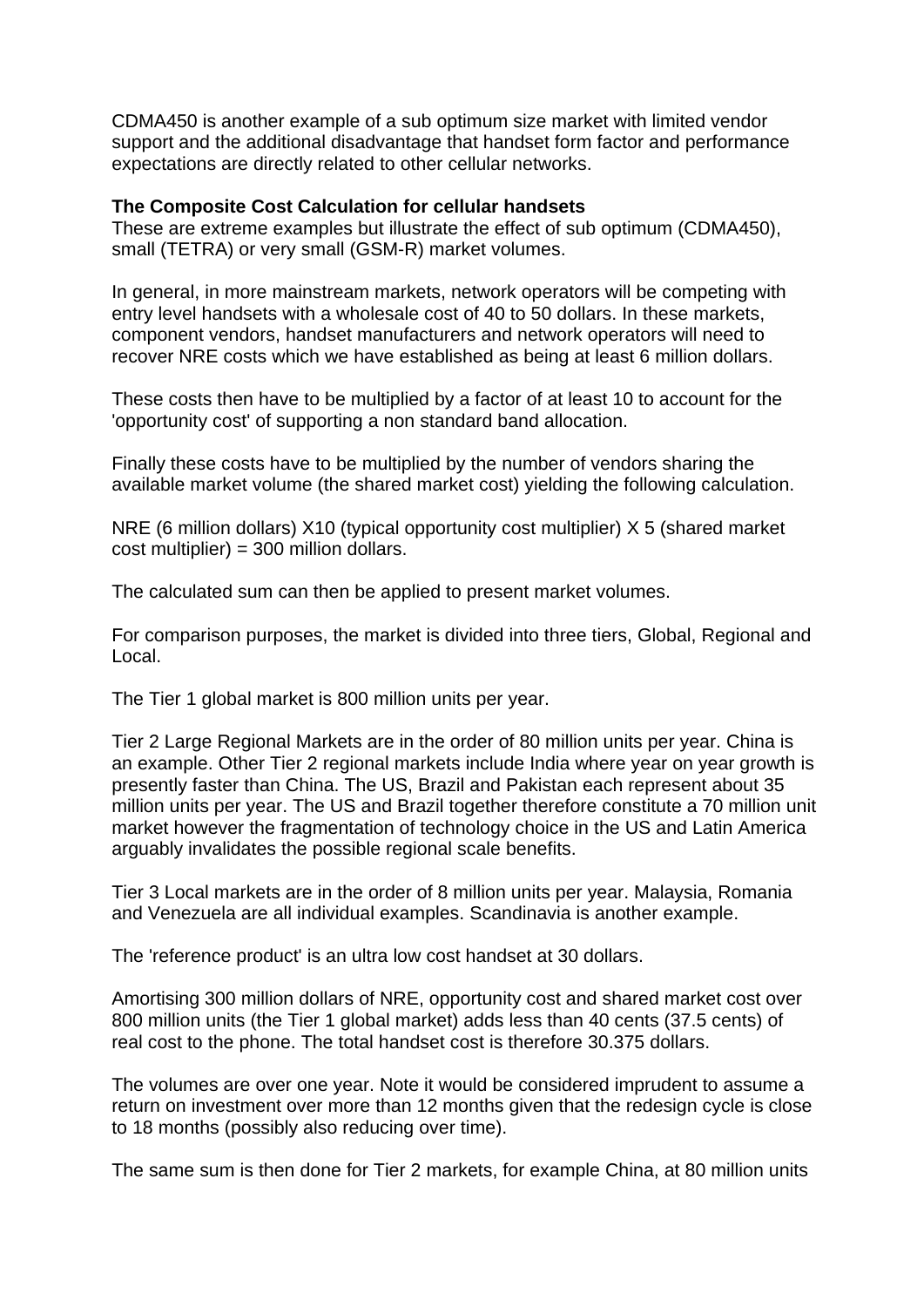CDMA450 is another example of a sub optimum size market with limited vendor support and the additional disadvantage that handset form factor and performance expectations are directly related to other cellular networks.

**The Composite Cost Calculation for cellular handsets**

These are extreme examples but illustrate the effect of sub optimum (CDMA450), small (TETRA) or very small (GSM-R) market volumes.

In general, in more mainstream markets, network operators will be competing with entry level handsets with a wholesale cost of 40 to 50 dollars. In these markets, component vendors, handset manufacturers and network operators will need to recover NRE costs which we have established as being at least 6 million dollars.

These costs then have to be multiplied by a factor of at least 10 to account for the 'opportunity cost' of supporting a non standard band allocation.

Finally these costs have to be multiplied by the number of vendors sharing the available market volume (the shared market cost) yielding the following calculation.

NRE (6 million dollars) X10 (typical opportunity cost multiplier) X 5 (shared market cost multiplier) = 300 million dollars.

The calculated sum can then be applied to present market volumes.

For comparison purposes, the market is divided into three tiers, Global, Regional and Local.

The Tier 1 global market is 800 million units per year.

Tier 2 Large Regional Markets are in the order of 80 million units per year. China is an example. Other Tier 2 regional markets include India where year on year growth is presently faster than China. The US, Brazil and Pakistan each represent about 35 million units per year. The US and Brazil together therefore constitute a 70 million unit market however the fragmentation of technology choice in the US and Latin America arguably invalidates the possible regional scale benefits.

Tier 3 Local markets are in the order of 8 million units per year. Malaysia, Romania and Venezuela are all individual examples. Scandinavia is another example.

The 'reference product' is an ultra low cost handset at 30 dollars.

Amortising 300 million dollars of NRE, opportunity cost and shared market cost over 800 million units (the Tier 1 global market) adds less than 40 cents (37.5 cents) of real cost to the phone. The total handset cost is therefore 30.375 dollars.

The volumes are over one year. Note it would be considered imprudent to assume a return on investment over more than 12 months given that the redesign cycle is close to 18 months (possibly also reducing over time).

The same sum is then done for Tier 2 markets, for example China, at 80 million units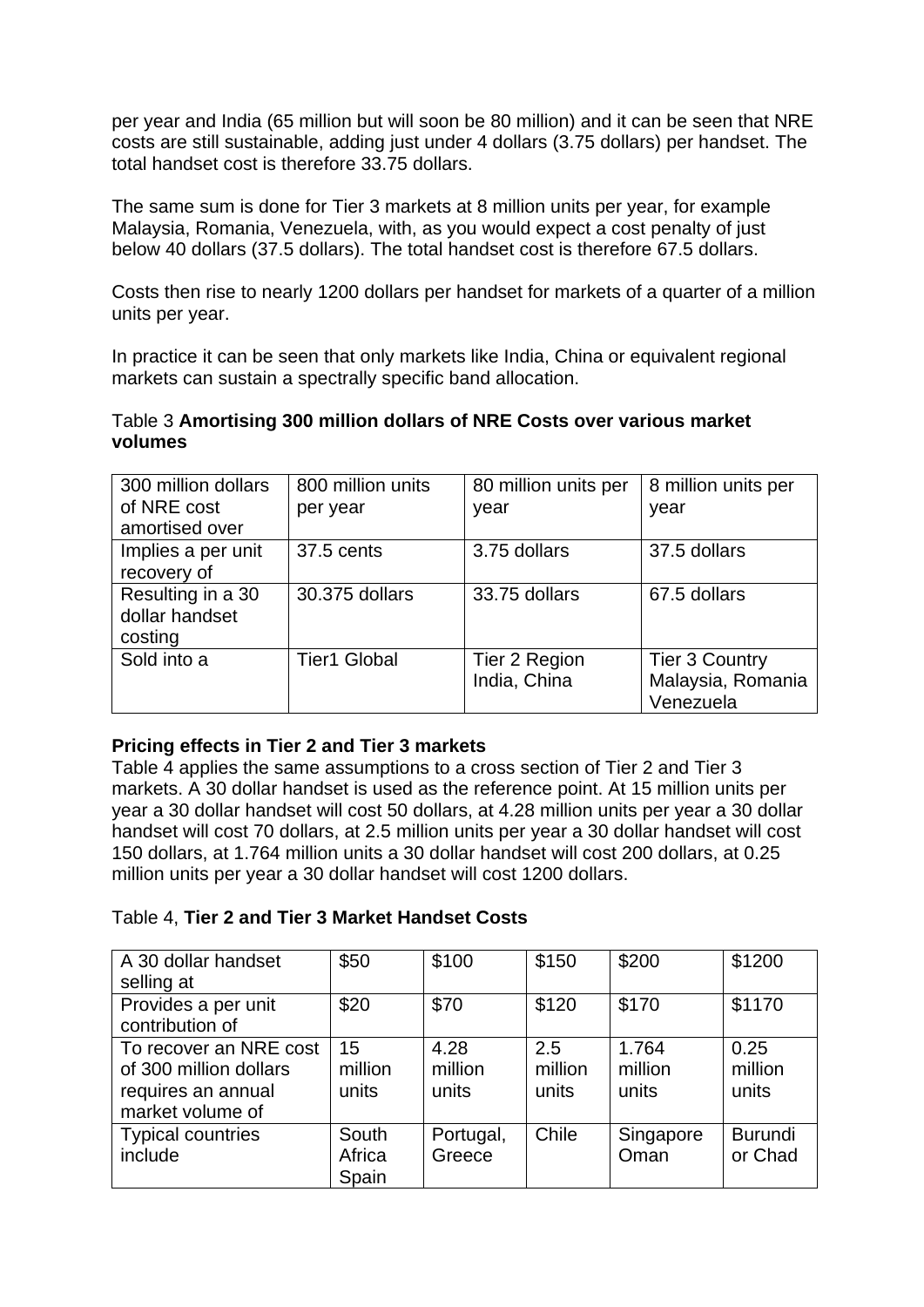per year and India (65 million but will soon be 80 million) and it can be seen that NRE costs are still sustainable, adding just under 4 dollars (3.75 dollars) per handset. The total handset cost is therefore 33.75 dollars.

The same sum is done for Tier 3 markets at 8 million units per year, for example Malaysia, Romania, Venezuela, with, as you would expect a cost penalty of just below 40 dollars (37.5 dollars). The total handset cost is therefore 67.5 dollars.

Costs then rise to nearly 1200 dollars per handset for markets of a quarter of a million units per year.

In practice it can be seen that only markets like India, China or equivalent regional markets can sustain a spectrally specific band allocation.

Table 3 **Amortising 300 million dollars of NRE Costs over various market volumes**

| 300 million dollars of NRE cost amortised over | 800 million units per year | 80 million units per year | 8 million units per year |
|---|---|---|---|
| Implies a per unit recovery of | 37.5 cents | 3.75 dollars | 37.5 dollars |
| Resulting in a 30 dollar handset costing | 30.375 dollars | 33.75 dollars | 67.5 dollars |
| Sold into a | Tier1 Global | Tier 2 Region India, China | Tier 3 Country Malaysia, Romania Venezuela |

**Pricing effects in Tier 2 and Tier 3 markets**

Table 4 applies the same assumptions to a cross section of Tier 2 and Tier 3 markets. A 30 dollar handset is used as the reference point. At 15 million units per year a 30 dollar handset will cost 50 dollars, at 4.28 million units per year a 30 dollar handset will cost 70 dollars, at 2.5 million units per year a 30 dollar handset will cost 150 dollars, at 1.764 million units a 30 dollar handset will cost 200 dollars, at 0.25 million units per year a 30 dollar handset will cost 1200 dollars.

Table 4, **Tier 2 and Tier 3 Market Handset Costs**

| A 30 dollar handset selling at | $50 | $100 | $150 | $200 | $1200 |
|---|---|---|---|---|---|
| Provides a per unit contribution of | $20 | $70 | $120 | $170 | $1170 |
| To recover an NRE cost of 300 million dollars requires an annual market volume of | 15 million units | 4.28 million units | 2.5 million units | 1.764 million units | 0.25 million units |
| Typical countries include | South Africa Spain | Portugal, Greece | Chile | Singapore Oman | Burundi or Chad |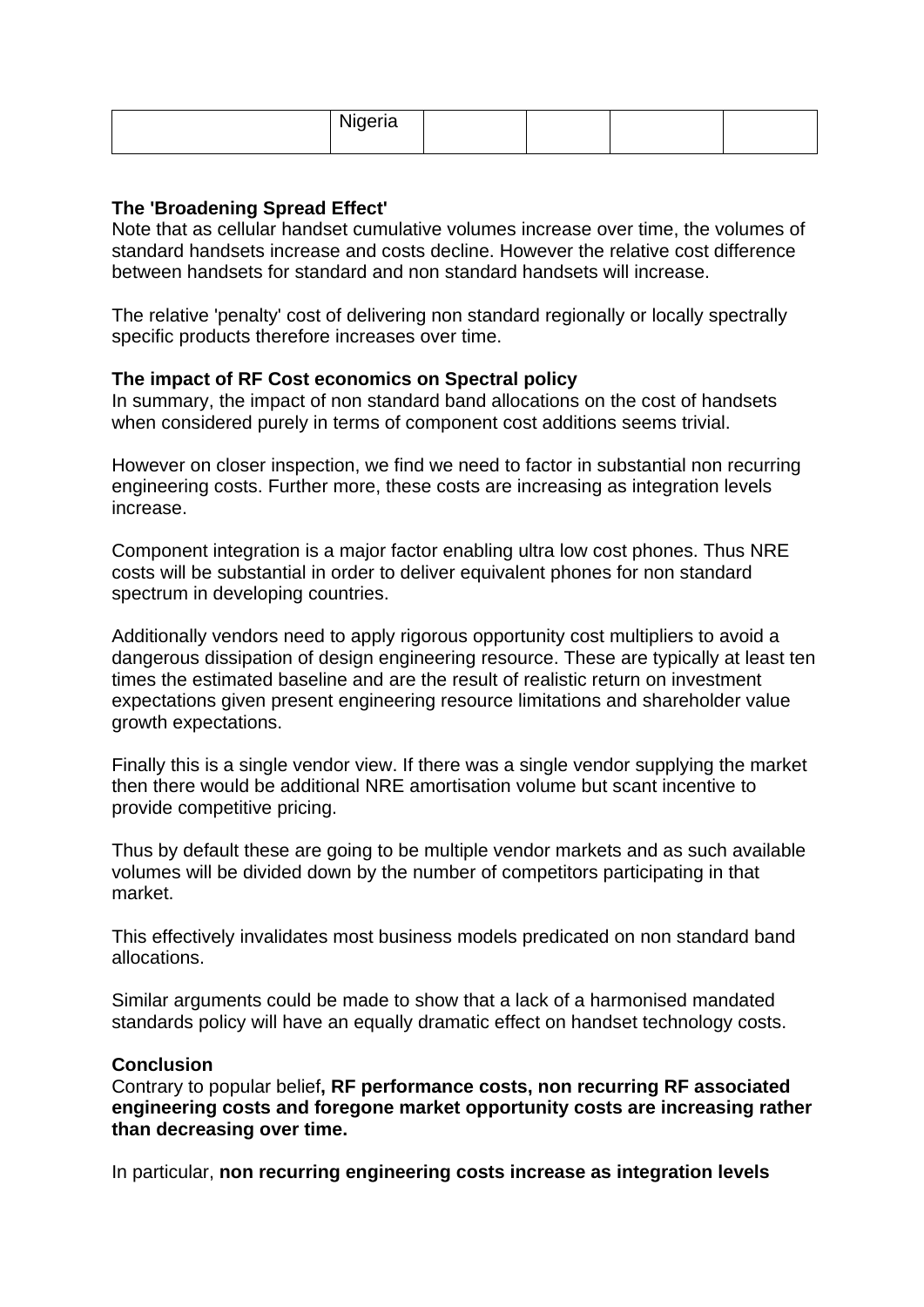|  | Nigeria |  |  |  |  |
|---|---|---|---|---|---|

**The 'Broadening Spread Effect'**

Note that as cellular handset cumulative volumes increase over time, the volumes of standard handsets increase and costs decline. However the relative cost difference between handsets for standard and non standard handsets will increase.

The relative 'penalty' cost of delivering non standard regionally or locally spectrally specific products therefore increases over time.

**The impact of RF Cost economics on Spectral policy**

In summary, the impact of non standard band allocations on the cost of handsets when considered purely in terms of component cost additions seems trivial.

However on closer inspection, we find we need to factor in substantial non recurring engineering costs. Further more, these costs are increasing as integration levels increase.

Component integration is a major factor enabling ultra low cost phones. Thus NRE costs will be substantial in order to deliver equivalent phones for non standard spectrum in developing countries.

Additionally vendors need to apply rigorous opportunity cost multipliers to avoid a dangerous dissipation of design engineering resource. These are typically at least ten times the estimated baseline and are the result of realistic return on investment expectations given present engineering resource limitations and shareholder value growth expectations.

Finally this is a single vendor view. If there was a single vendor supplying the market then there would be additional NRE amortisation volume but scant incentive to provide competitive pricing.

Thus by default these are going to be multiple vendor markets and as such available volumes will be divided down by the number of competitors participating in that market.

This effectively invalidates most business models predicated on non standard band allocations.

Similar arguments could be made to show that a lack of a harmonised mandated standards policy will have an equally dramatic effect on handset technology costs.

**Conclusion**

Contrary to popular belief**, RF performance costs, non recurring RF associated engineering costs and foregone market opportunity costs are increasing rather than decreasing over time.**

In particular, **non recurring engineering costs increase as integration levels**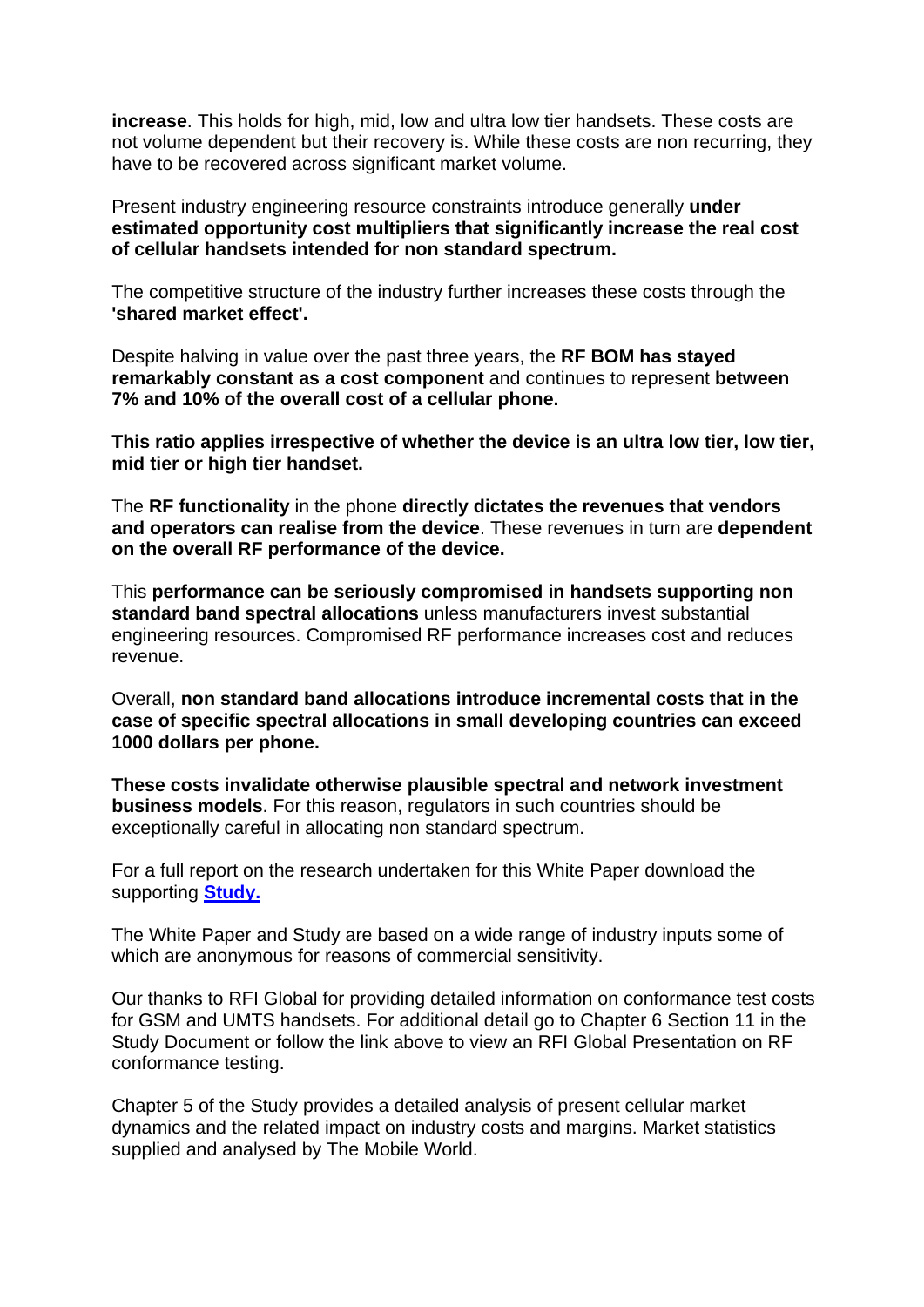**increase**. This holds for high, mid, low and ultra low tier handsets. These costs are not volume dependent but their recovery is. While these costs are non recurring, they have to be recovered across significant market volume.

Present industry engineering resource constraints introduce generally **under estimated opportunity cost multipliers that significantly increase the real cost of cellular handsets intended for non standard spectrum.**

The competitive structure of the industry further increases these costs through the **'shared market effect'.**

Despite halving in value over the past three years, the **RF BOM has stayed remarkably constant as a cost component** and continues to represent **between 7% and 10% of the overall cost of a cellular phone.**

**This ratio applies irrespective of whether the device is an ultra low tier, low tier, mid tier or high tier handset.**

The **RF functionality** in the phone **directly dictates the revenues that vendors and operators can realise from the device**. These revenues in turn are **dependent on the overall RF performance of the device.**

This **performance can be seriously compromised in handsets supporting non standard band spectral allocations** unless manufacturers invest substantial engineering resources. Compromised RF performance increases cost and reduces revenue.

Overall, **non standard band allocations introduce incremental costs that in the case of specific spectral allocations in small developing countries can exceed 1000 dollars per phone.**

**These costs invalidate otherwise plausible spectral and network investment business models**. For this reason, regulators in such countries should be exceptionally careful in allocating non standard spectrum.

For a full report on the research undertaken for this White Paper download the supporting **Study.**

The White Paper and Study are based on a wide range of industry inputs some of which are anonymous for reasons of commercial sensitivity.

Our thanks to RFI Global for providing detailed information on conformance test costs for GSM and UMTS handsets. For additional detail go to Chapter 6 Section 11 in the Study Document or follow the link above to view an RFI Global Presentation on RF conformance testing.

Chapter 5 of the Study provides a detailed analysis of present cellular market dynamics and the related impact on industry costs and margins. Market statistics supplied and analysed by The Mobile World.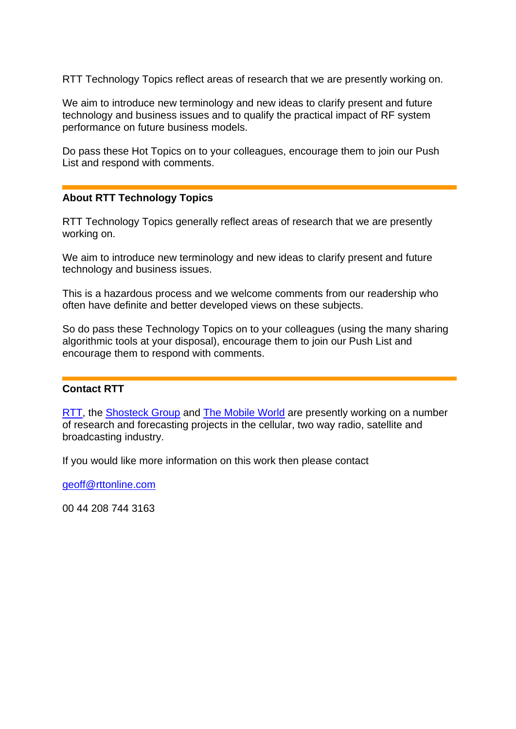RTT Technology Topics reflect areas of research that we are presently working on.

We aim to introduce new terminology and new ideas to clarify present and future technology and business issues and to qualify the practical impact of RF system performance on future business models.

Do pass these Hot Topics on to your colleagues, encourage them to join our Push List and respond with comments.

---

**About RTT Technology Topics**

RTT Technology Topics generally reflect areas of research that we are presently working on.

We aim to introduce new terminology and new ideas to clarify present and future technology and business issues.

This is a hazardous process and we welcome comments from our readership who often have definite and better developed views on these subjects.

So do pass these Technology Topics on to your colleagues (using the many sharing algorithmic tools at your disposal), encourage them to join our Push List and encourage them to respond with comments.

---

**Contact RTT**

RTT, the Shosteck Group and The Mobile World are presently working on a number of research and forecasting projects in the cellular, two way radio, satellite and broadcasting industry.

If you would like more information on this work then please contact

geoff@rttonline.com

00 44 208 744 3163